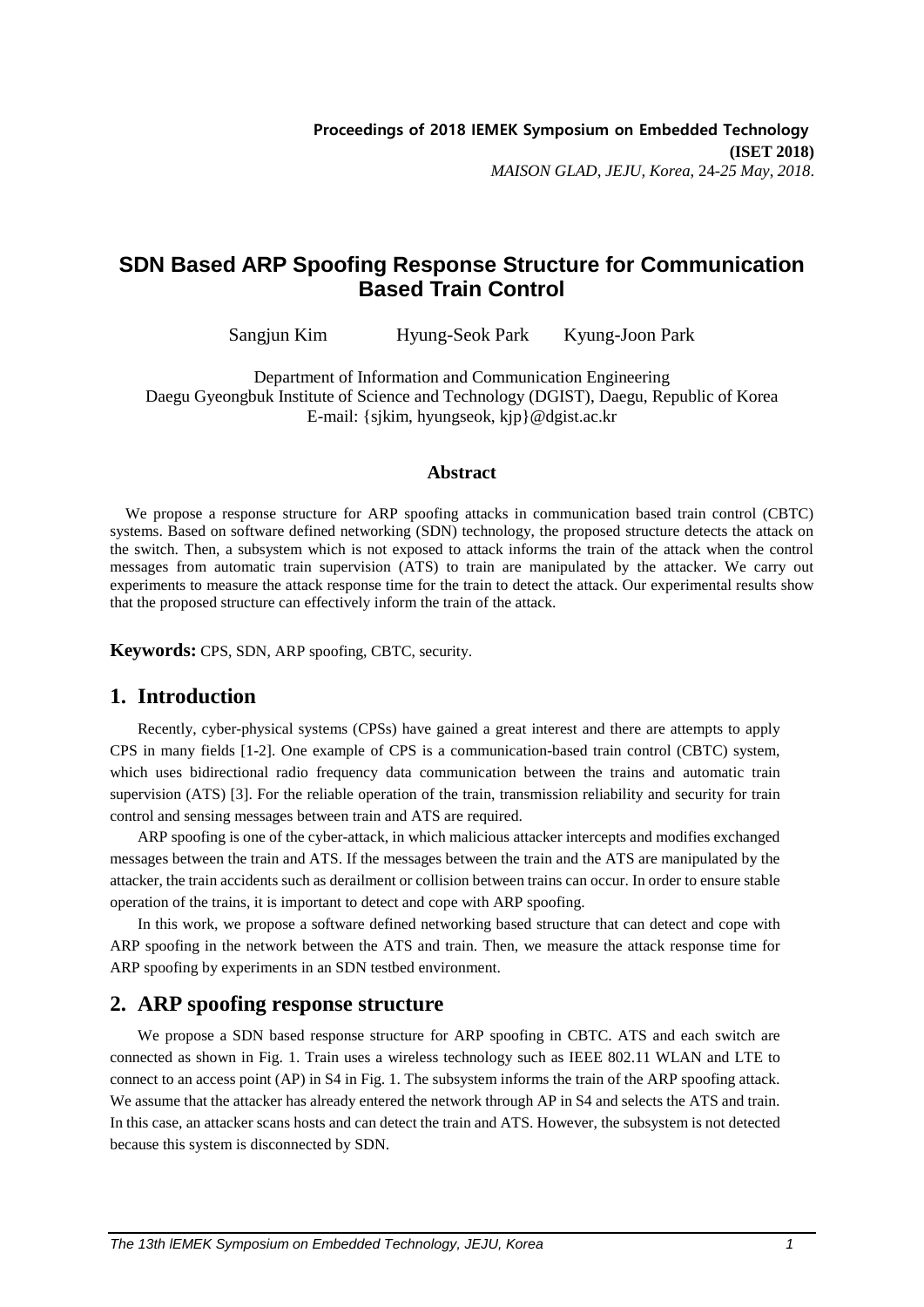# SDN Based ARP Spoofing Response Structure for Communication Based Train Control

Sangjun Kim Hyung-Seok Park Kyung-Joon Park

Department of Information and Communication Engineering
Daegu Gyeongbuk Institute of Science and Technology (DGIST), Daegu, Republic of Korea
E-mail: {sjkim, hyungseok, kjp}@dgist.ac.kr

## Abstract

We propose a response structure for ARP spoofing attacks in communication based train control (CBTC) systems. Based on software defined networking (SDN) technology, the proposed structure detects the attack on the switch. Then, a subsystem which is not exposed to attack informs the train of the attack when the control messages from automatic train supervision (ATS) to train are manipulated by the attacker. We carry out experiments to measure the attack response time for the train to detect the attack. Our experimental results show that the proposed structure can effectively inform the train of the attack.

**Keywords:** CPS, SDN, ARP spoofing, CBTC, security.

## 1. Introduction

Recently, cyber-physical systems (CPSs) have gained a great interest and there are attempts to apply CPS in many fields [1-2]. One example of CPS is a communication-based train control (CBTC) system, which uses bidirectional radio frequency data communication between the trains and automatic train supervision (ATS) [3]. For the reliable operation of the train, transmission reliability and security for train control and sensing messages between train and ATS are required.

ARP spoofing is one of the cyber-attack, in which malicious attacker intercepts and modifies exchanged messages between the train and ATS. If the messages between the train and the ATS are manipulated by the attacker, the train accidents such as derailment or collision between trains can occur. In order to ensure stable operation of the trains, it is important to detect and cope with ARP spoofing.

In this work, we propose a software defined networking based structure that can detect and cope with ARP spoofing in the network between the ATS and train. Then, we measure the attack response time for ARP spoofing by experiments in an SDN testbed environment.

## 2. ARP spoofing response structure

We propose a SDN based response structure for ARP spoofing in CBTC. ATS and each switch are connected as shown in Fig. 1. Train uses a wireless technology such as IEEE 802.11 WLAN and LTE to connect to an access point (AP) in S4 in Fig. 1. The subsystem informs the train of the ARP spoofing attack. We assume that the attacker has already entered the network through AP in S4 and selects the ATS and train. In this case, an attacker scans hosts and can detect the train and ATS. However, the subsystem is not detected because this system is disconnected by SDN.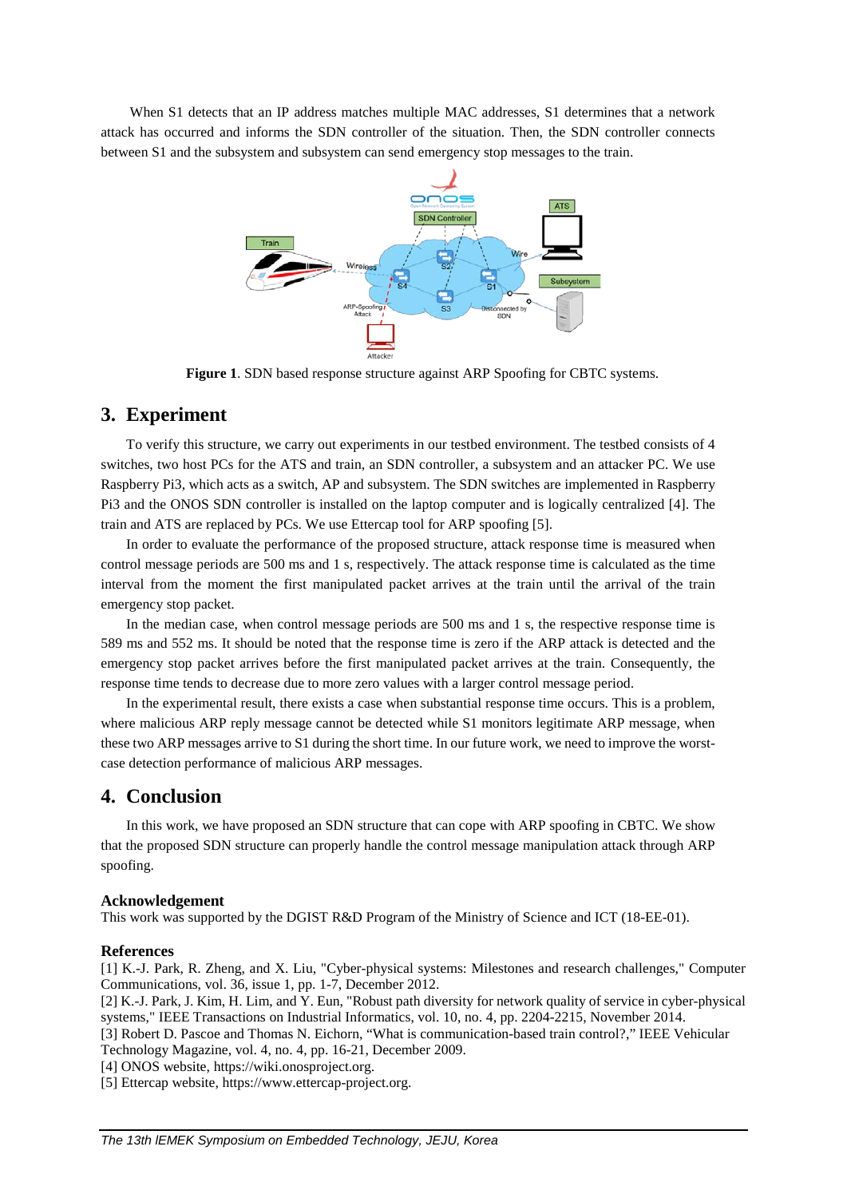When S1 detects that an IP address matches multiple MAC addresses, S1 determines that a network attack has occurred and informs the SDN controller of the situation. Then, the SDN controller connects between S1 and the subsystem and subsystem can send emergency stop messages to the train.

**Figure 1**. SDN based response structure against ARP Spoofing for CBTC systems.

## 3. Experiment

To verify this structure, we carry out experiments in our testbed environment. The testbed consists of 4 switches, two host PCs for the ATS and train, an SDN controller, a subsystem and an attacker PC. We use Raspberry Pi3, which acts as a switch, AP and subsystem. The SDN switches are implemented in Raspberry Pi3 and the ONOS SDN controller is installed on the laptop computer and is logically centralized [4]. The train and ATS are replaced by PCs. We use Ettercap tool for ARP spoofing [5].

In order to evaluate the performance of the proposed structure, attack response time is measured when control message periods are 500 ms and 1 s, respectively. The attack response time is calculated as the time interval from the moment the first manipulated packet arrives at the train until the arrival of the train emergency stop packet.

In the median case, when control message periods are 500 ms and 1 s, the respective response time is 589 ms and 552 ms. It should be noted that the response time is zero if the ARP attack is detected and the emergency stop packet arrives before the first manipulated packet arrives at the train. Consequently, the response time tends to decrease due to more zero values with a larger control message period.

In the experimental result, there exists a case when substantial response time occurs. This is a problem, where malicious ARP reply message cannot be detected while S1 monitors legitimate ARP message, when these two ARP messages arrive to S1 during the short time. In our future work, we need to improve the worst-case detection performance of malicious ARP messages.

## 4. Conclusion

In this work, we have proposed an SDN structure that can cope with ARP spoofing in CBTC. We show that the proposed SDN structure can properly handle the control message manipulation attack through ARP spoofing.

### Acknowledgement

This work was supported by the DGIST R&D Program of the Ministry of Science and ICT (18-EE-01).

### References

[1] K.-J. Park, R. Zheng, and X. Liu, "Cyber-physical systems: Milestones and research challenges," Computer Communications, vol. 36, issue 1, pp. 1-7, December 2012.

[2] K.-J. Park, J. Kim, H. Lim, and Y. Eun, "Robust path diversity for network quality of service in cyber-physical systems," IEEE Transactions on Industrial Informatics, vol. 10, no. 4, pp. 2204-2215, November 2014.

[3] Robert D. Pascoe and Thomas N. Eichorn, "What is communication-based train control?," IEEE Vehicular Technology Magazine, vol. 4, no. 4, pp. 16-21, December 2009.

[4] ONOS website, https://wiki.onosproject.org.

[5] Ettercap website, https://www.ettercap-project.org.